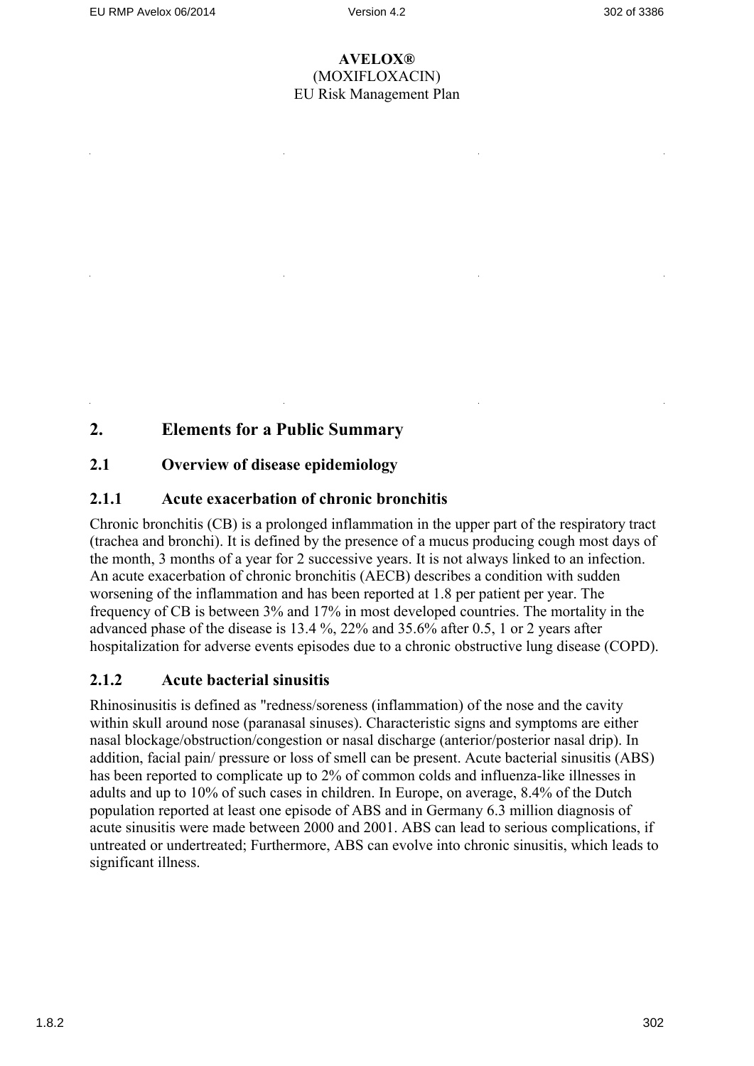**AVELOX®**
(MOXIFLOXACIN)
EU Risk Management Plan

# 2. Elements for a Public Summary

## 2.1 Overview of disease epidemiology

### 2.1.1 Acute exacerbation of chronic bronchitis

Chronic bronchitis (CB) is a prolonged inflammation in the upper part of the respiratory tract (trachea and bronchi). It is defined by the presence of a mucus producing cough most days of the month, 3 months of a year for 2 successive years. It is not always linked to an infection. An acute exacerbation of chronic bronchitis (AECB) describes a condition with sudden worsening of the inflammation and has been reported at 1.8 per patient per year. The frequency of CB is between 3% and 17% in most developed countries. The mortality in the advanced phase of the disease is 13.4 %, 22% and 35.6% after 0.5, 1 or 2 years after hospitalization for adverse events episodes due to a chronic obstructive lung disease (COPD).

### 2.1.2 Acute bacterial sinusitis

Rhinosinusitis is defined as "redness/soreness (inflammation) of the nose and the cavity within skull around nose (paranasal sinuses). Characteristic signs and symptoms are either nasal blockage/obstruction/congestion or nasal discharge (anterior/posterior nasal drip). In addition, facial pain/ pressure or loss of smell can be present. Acute bacterial sinusitis (ABS) has been reported to complicate up to 2% of common colds and influenza-like illnesses in adults and up to 10% of such cases in children. In Europe, on average, 8.4% of the Dutch population reported at least one episode of ABS and in Germany 6.3 million diagnosis of acute sinusitis were made between 2000 and 2001. ABS can lead to serious complications, if untreated or undertreated; Furthermore, ABS can evolve into chronic sinusitis, which leads to significant illness.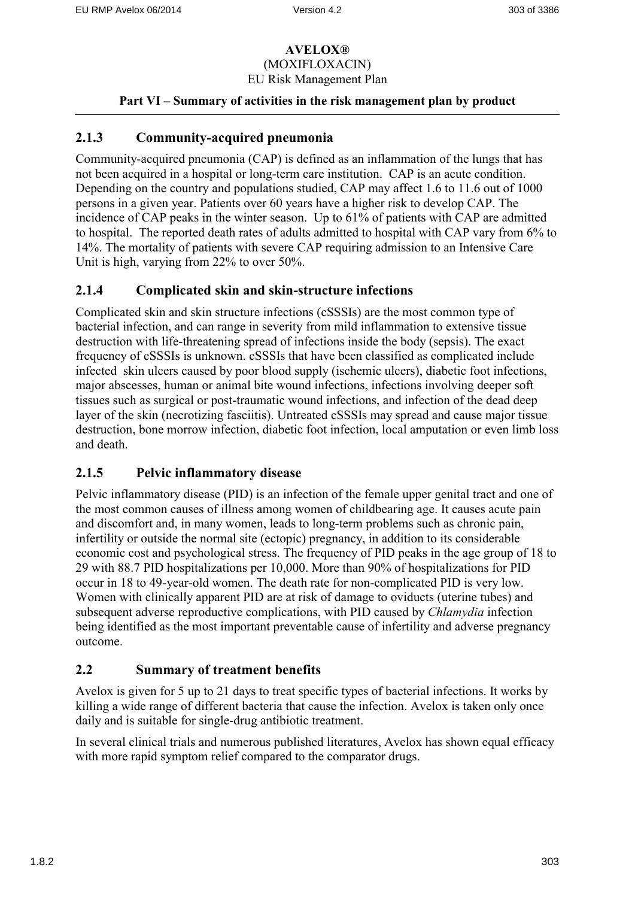### 2.1.3 Community-acquired pneumonia

Community-acquired pneumonia (CAP) is defined as an inflammation of the lungs that has not been acquired in a hospital or long-term care institution. CAP is an acute condition. Depending on the country and populations studied, CAP may affect 1.6 to 11.6 out of 1000 persons in a given year. Patients over 60 years have a higher risk to develop CAP. The incidence of CAP peaks in the winter season. Up to 61% of patients with CAP are admitted to hospital. The reported death rates of adults admitted to hospital with CAP vary from 6% to 14%. The mortality of patients with severe CAP requiring admission to an Intensive Care Unit is high, varying from 22% to over 50%.

### 2.1.4 Complicated skin and skin-structure infections

Complicated skin and skin structure infections (cSSSIs) are the most common type of bacterial infection, and can range in severity from mild inflammation to extensive tissue destruction with life-threatening spread of infections inside the body (sepsis). The exact frequency of cSSSIs is unknown. cSSSIs that have been classified as complicated include infected skin ulcers caused by poor blood supply (ischemic ulcers), diabetic foot infections, major abscesses, human or animal bite wound infections, infections involving deeper soft tissues such as surgical or post-traumatic wound infections, and infection of the dead deep layer of the skin (necrotizing fasciitis). Untreated cSSSIs may spread and cause major tissue destruction, bone morrow infection, diabetic foot infection, local amputation or even limb loss and death.

### 2.1.5 Pelvic inflammatory disease

Pelvic inflammatory disease (PID) is an infection of the female upper genital tract and one of the most common causes of illness among women of childbearing age. It causes acute pain and discomfort and, in many women, leads to long-term problems such as chronic pain, infertility or outside the normal site (ectopic) pregnancy, in addition to its considerable economic cost and psychological stress. The frequency of PID peaks in the age group of 18 to 29 with 88.7 PID hospitalizations per 10,000. More than 90% of hospitalizations for PID occur in 18 to 49-year-old women. The death rate for non-complicated PID is very low. Women with clinically apparent PID are at risk of damage to oviducts (uterine tubes) and subsequent adverse reproductive complications, with PID caused by *Chlamydia* infection being identified as the most important preventable cause of infertility and adverse pregnancy outcome.

## 2.2 Summary of treatment benefits

Avelox is given for 5 up to 21 days to treat specific types of bacterial infections. It works by killing a wide range of different bacteria that cause the infection. Avelox is taken only once daily and is suitable for single-drug antibiotic treatment.

In several clinical trials and numerous published literatures, Avelox has shown equal efficacy with more rapid symptom relief compared to the comparator drugs.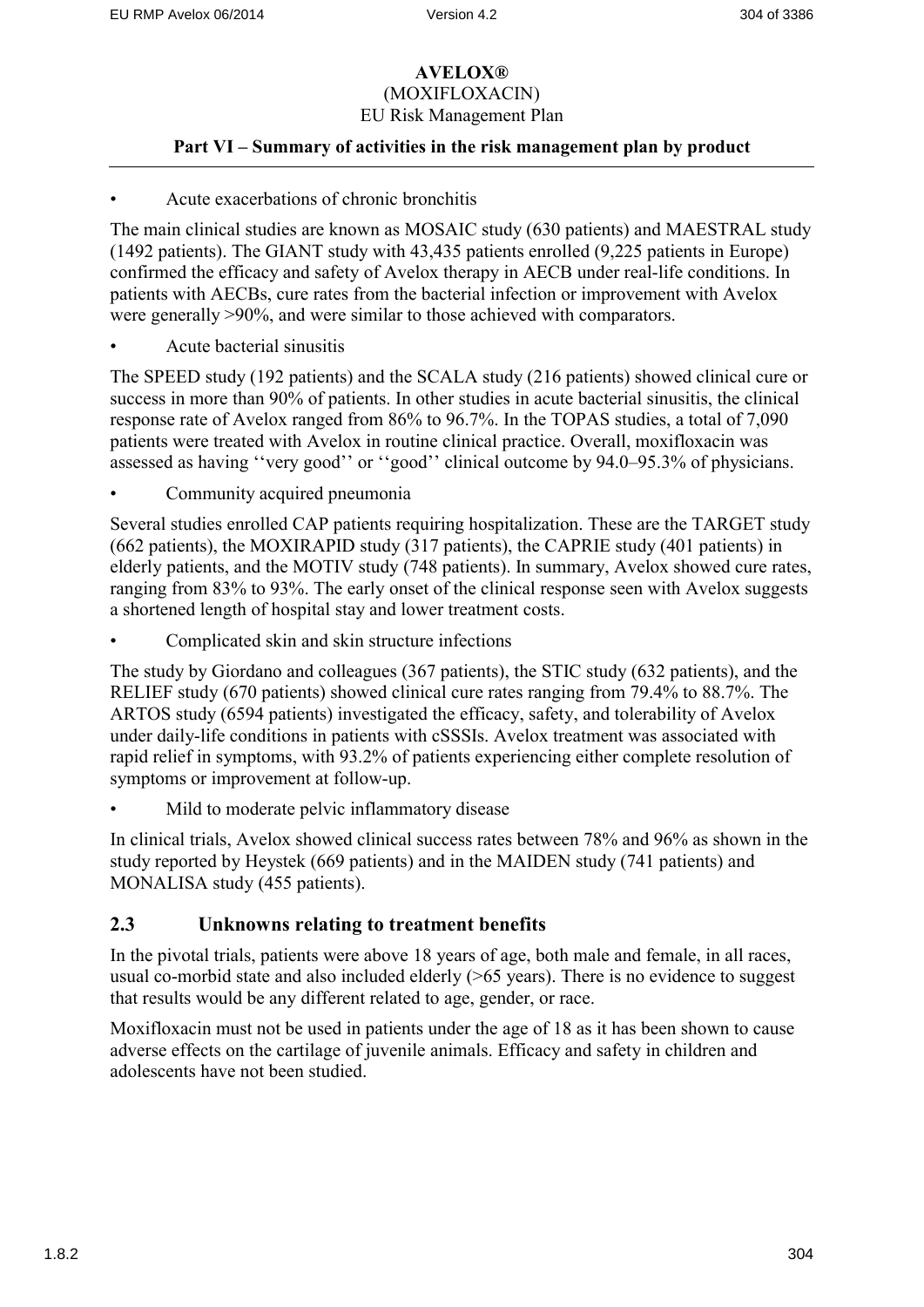**AVELOX®**
(MOXIFLOXACIN)
EU Risk Management Plan

**Part VI – Summary of activities in the risk management plan by product**

- Acute exacerbations of chronic bronchitis

The main clinical studies are known as MOSAIC study (630 patients) and MAESTRAL study (1492 patients). The GIANT study with 43,435 patients enrolled (9,225 patients in Europe) confirmed the efficacy and safety of Avelox therapy in AECB under real-life conditions. In patients with AECBs, cure rates from the bacterial infection or improvement with Avelox were generally >90%, and were similar to those achieved with comparators.

- Acute bacterial sinusitis

The SPEED study (192 patients) and the SCALA study (216 patients) showed clinical cure or success in more than 90% of patients. In other studies in acute bacterial sinusitis, the clinical response rate of Avelox ranged from 86% to 96.7%. In the TOPAS studies, a total of 7,090 patients were treated with Avelox in routine clinical practice. Overall, moxifloxacin was assessed as having ''very good'' or ''good'' clinical outcome by 94.0–95.3% of physicians.

- Community acquired pneumonia

Several studies enrolled CAP patients requiring hospitalization. These are the TARGET study (662 patients), the MOXIRAPID study (317 patients), the CAPRIE study (401 patients) in elderly patients, and the MOTIV study (748 patients). In summary, Avelox showed cure rates, ranging from 83% to 93%. The early onset of the clinical response seen with Avelox suggests a shortened length of hospital stay and lower treatment costs.

- Complicated skin and skin structure infections

The study by Giordano and colleagues (367 patients), the STIC study (632 patients), and the RELIEF study (670 patients) showed clinical cure rates ranging from 79.4% to 88.7%. The ARTOS study (6594 patients) investigated the efficacy, safety, and tolerability of Avelox under daily-life conditions in patients with cSSSIs. Avelox treatment was associated with rapid relief in symptoms, with 93.2% of patients experiencing either complete resolution of symptoms or improvement at follow-up.

- Mild to moderate pelvic inflammatory disease

In clinical trials, Avelox showed clinical success rates between 78% and 96% as shown in the study reported by Heystek (669 patients) and in the MAIDEN study (741 patients) and MONALISA study (455 patients).

## 2.3 Unknowns relating to treatment benefits

In the pivotal trials, patients were above 18 years of age, both male and female, in all races, usual co-morbid state and also included elderly (>65 years). There is no evidence to suggest that results would be any different related to age, gender, or race.

Moxifloxacin must not be used in patients under the age of 18 as it has been shown to cause adverse effects on the cartilage of juvenile animals. Efficacy and safety in children and adolescents have not been studied.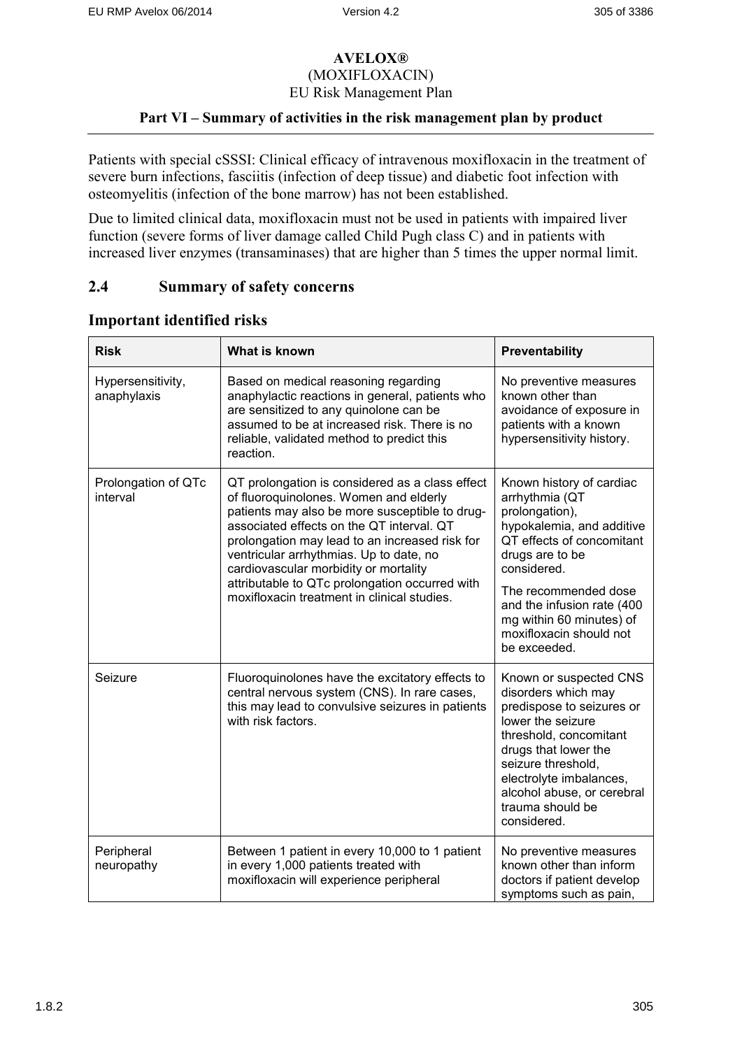Patients with special cSSSI: Clinical efficacy of intravenous moxifloxacin in the treatment of severe burn infections, fasciitis (infection of deep tissue) and diabetic foot infection with osteomyelitis (infection of the bone marrow) has not been established.

Due to limited clinical data, moxifloxacin must not be used in patients with impaired liver function (severe forms of liver damage called Child Pugh class C) and in patients with increased liver enzymes (transaminases) that are higher than 5 times the upper normal limit.

## 2.4 Summary of safety concerns

### Important identified risks

| Risk | What is known | Preventability |
|---|---|---|
| Hypersensitivity, anaphylaxis | Based on medical reasoning regarding anaphylactic reactions in general, patients who are sensitized to any quinolone can be assumed to be at increased risk. There is no reliable, validated method to predict this reaction. | No preventive measures known other than avoidance of exposure in patients with a known hypersensitivity history. |
| Prolongation of QTc interval | QT prolongation is considered as a class effect of fluoroquinolones. Women and elderly patients may also be more susceptible to drug-associated effects on the QT interval. QT prolongation may lead to an increased risk for ventricular arrhythmias. Up to date, no cardiovascular morbidity or mortality attributable to QTc prolongation occurred with moxifloxacin treatment in clinical studies. | Known history of cardiac arrhythmia (QT prolongation), hypokalemia, and additive QT effects of concomitant drugs are to be considered.<br><br>The recommended dose and the infusion rate (400 mg within 60 minutes) of moxifloxacin should not be exceeded. |
| Seizure | Fluoroquinolones have the excitatory effects to central nervous system (CNS). In rare cases, this may lead to convulsive seizures in patients with risk factors. | Known or suspected CNS disorders which may predispose to seizures or lower the seizure threshold, concomitant drugs that lower the seizure threshold, electrolyte imbalances, alcohol abuse, or cerebral trauma should be considered. |
| Peripheral neuropathy | Between 1 patient in every 10,000 to 1 patient in every 1,000 patients treated with moxifloxacin will experience peripheral | No preventive measures known other than inform doctors if patient develop symptoms such as pain, |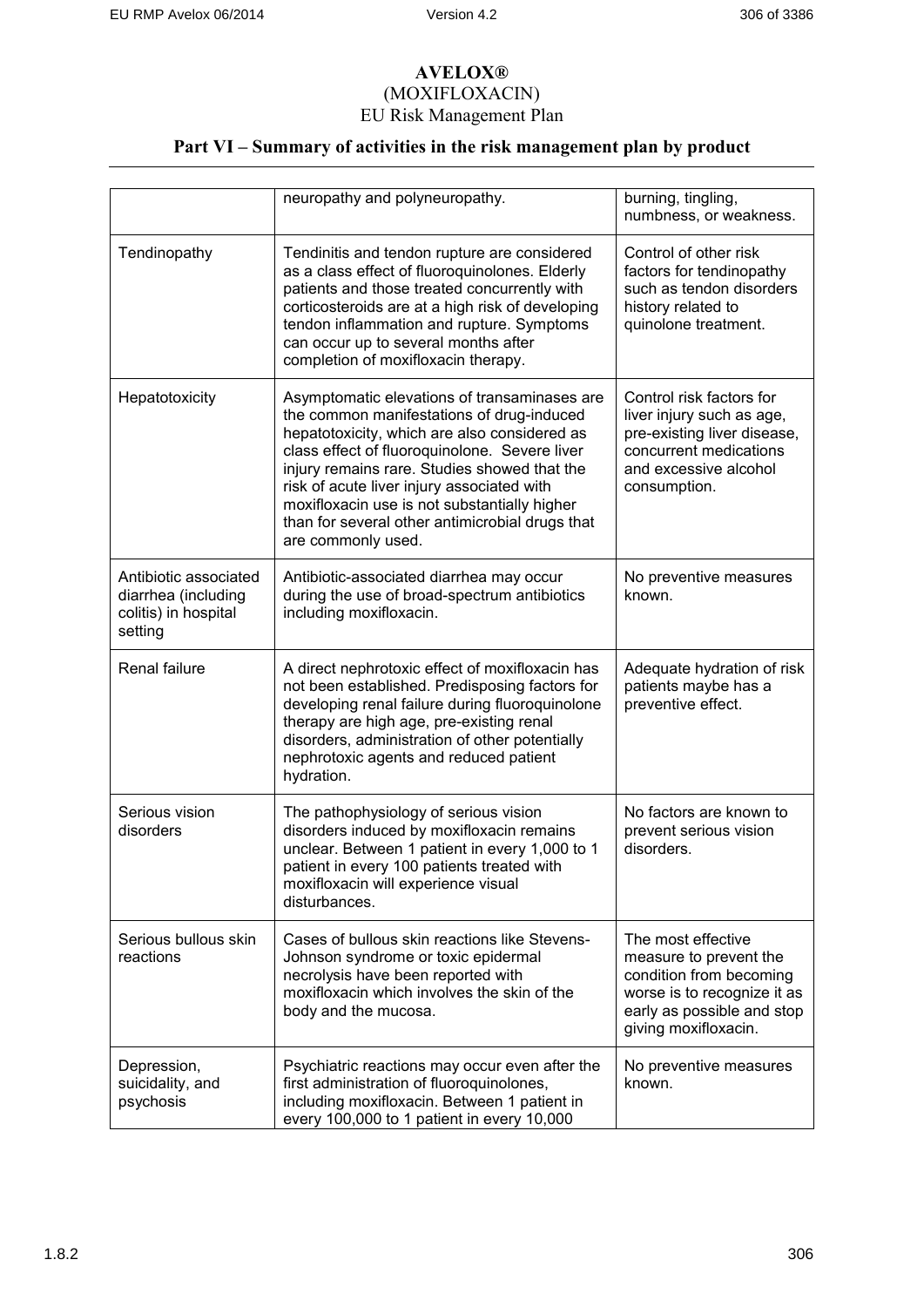# AVELOX®

(MOXIFLOXACIN)

EU Risk Management Plan

## Part VI – Summary of activities in the risk management plan by product

| | | |
|---|---|---|
| | neuropathy and polyneuropathy. | burning, tingling, numbness, or weakness. |
| Tendinopathy | Tendinitis and tendon rupture are considered as a class effect of fluoroquinolones. Elderly patients and those treated concurrently with corticosteroids are at a high risk of developing tendon inflammation and rupture. Symptoms can occur up to several months after completion of moxifloxacin therapy. | Control of other risk factors for tendinopathy such as tendon disorders history related to quinolone treatment. |
| Hepatotoxicity | Asymptomatic elevations of transaminases are the common manifestations of drug-induced hepatotoxicity, which are also considered as class effect of fluoroquinolone. Severe liver injury remains rare. Studies showed that the risk of acute liver injury associated with moxifloxacin use is not substantially higher than for several other antimicrobial drugs that are commonly used. | Control risk factors for liver injury such as age, pre-existing liver disease, concurrent medications and excessive alcohol consumption. |
| Antibiotic associated diarrhea (including colitis) in hospital setting | Antibiotic-associated diarrhea may occur during the use of broad-spectrum antibiotics including moxifloxacin. | No preventive measures known. |
| Renal failure | A direct nephrotoxic effect of moxifloxacin has not been established. Predisposing factors for developing renal failure during fluoroquinolone therapy are high age, pre-existing renal disorders, administration of other potentially nephrotoxic agents and reduced patient hydration. | Adequate hydration of risk patients maybe has a preventive effect. |
| Serious vision disorders | The pathophysiology of serious vision disorders induced by moxifloxacin remains unclear. Between 1 patient in every 1,000 to 1 patient in every 100 patients treated with moxifloxacin will experience visual disturbances. | No factors are known to prevent serious vision disorders. |
| Serious bullous skin reactions | Cases of bullous skin reactions like Stevens-Johnson syndrome or toxic epidermal necrolysis have been reported with moxifloxacin which involves the skin of the body and the mucosa. | The most effective measure to prevent the condition from becoming worse is to recognize it as early as possible and stop giving moxifloxacin. |
| Depression, suicidality, and psychosis | Psychiatric reactions may occur even after the first administration of fluoroquinolones, including moxifloxacin. Between 1 patient in every 100,000 to 1 patient in every 10,000 | No preventive measures known. |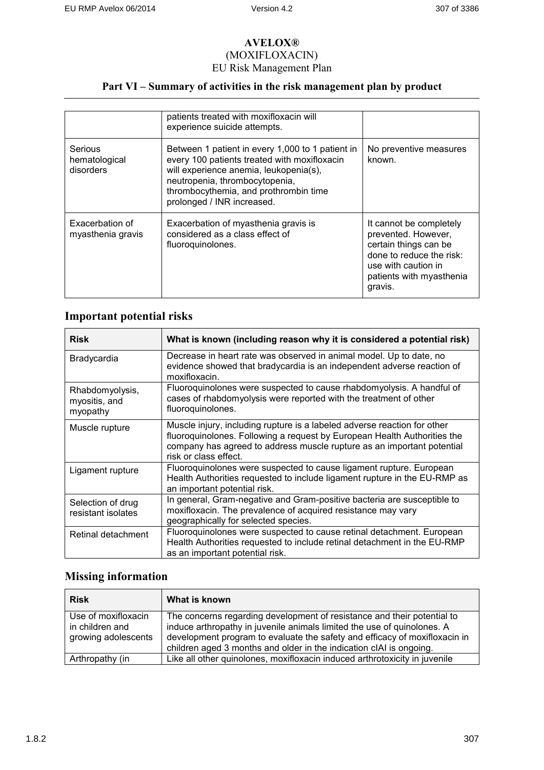# AVELOX®

(MOXIFLOXACIN)

EU Risk Management Plan

## Part VI – Summary of activities in the risk management plan by product

| | | |
|---|---|---|
| | patients treated with moxifloxacin will experience suicide attempts. | |
| Serious hematological disorders | Between 1 patient in every 1,000 to 1 patient in every 100 patients treated with moxifloxacin will experience anemia, leukopenia(s), neutropenia, thrombocytopenia, thrombocythemia, and prothrombin time prolonged / INR increased. | No preventive measures known. |
| Exacerbation of myasthenia gravis | Exacerbation of myasthenia gravis is considered as a class effect of fluoroquinolones. | It cannot be completely prevented. However, certain things can be done to reduce the risk: use with caution in patients with myasthenia gravis. |

## Important potential risks

| Risk | What is known (including reason why it is considered a potential risk) |
|---|---|
| Bradycardia | Decrease in heart rate was observed in animal model. Up to date, no evidence showed that bradycardia is an independent adverse reaction of moxifloxacin. |
| Rhabdomyolysis, myositis, and myopathy | Fluoroquinolones were suspected to cause rhabdomyolysis. A handful of cases of rhabdomyolysis were reported with the treatment of other fluoroquinolones. |
| Muscle rupture | Muscle injury, including rupture is a labeled adverse reaction for other fluoroquinolones. Following a request by European Health Authorities the company has agreed to address muscle rupture as an important potential risk or class effect. |
| Ligament rupture | Fluoroquinolones were suspected to cause ligament rupture. European Health Authorities requested to include ligament rupture in the EU-RMP as an important potential risk. |
| Selection of drug resistant isolates | In general, Gram-negative and Gram-positive bacteria are susceptible to moxifloxacin. The prevalence of acquired resistance may vary geographically for selected species. |
| Retinal detachment | Fluoroquinolones were suspected to cause retinal detachment. European Health Authorities requested to include retinal detachment in the EU-RMP as an important potential risk. |

## Missing information

| Risk | What is known |
|---|---|
| Use of moxifloxacin in children and growing adolescents | The concerns regarding development of resistance and their potential to induce arthropathy in juvenile animals limited the use of quinolones. A development program to evaluate the safety and efficacy of moxifloxacin in children aged 3 months and older in the indication cIAI is ongoing. |
| Arthropathy (in | Like all other quinolones, moxifloxacin induced arthrotoxicity in juvenile |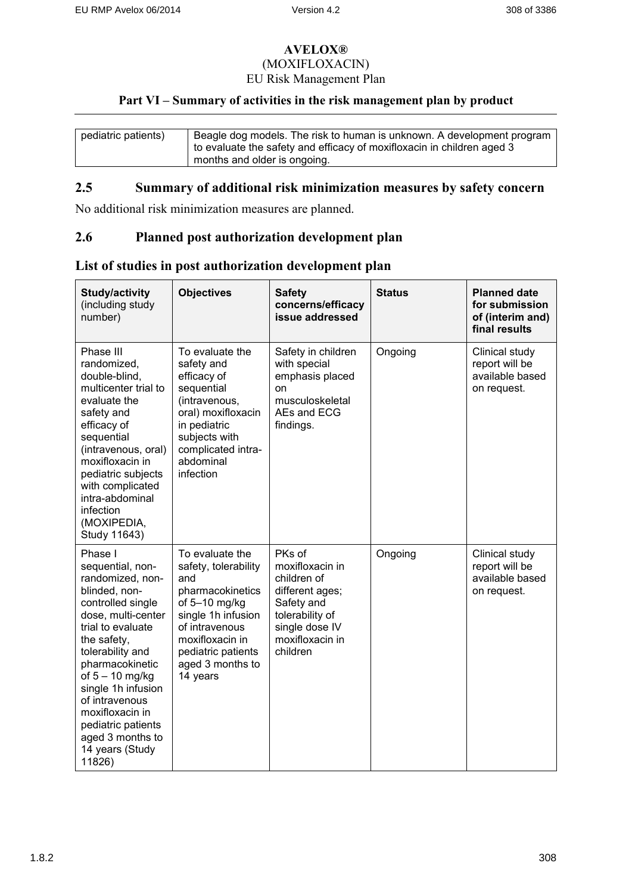# AVELOX®
(MOXIFLOXACIN)
EU Risk Management Plan

## Part VI – Summary of activities in the risk management plan by product

| pediatric patients) | Beagle dog models. The risk to human is unknown. A development program to evaluate the safety and efficacy of moxifloxacin in children aged 3 months and older is ongoing. |
|---|---|

## 2.5 Summary of additional risk minimization measures by safety concern

No additional risk minimization measures are planned.

## 2.6 Planned post authorization development plan

### List of studies in post authorization development plan

| **Study/activity** (including study number) | **Objectives** | **Safety concerns/efficacy issue addressed** | **Status** | **Planned date for submission of (interim and) final results** |
|---|---|---|---|---|
| Phase III randomized, double-blind, multicenter trial to evaluate the safety and efficacy of sequential (intravenous, oral) moxifloxacin in pediatric subjects with complicated intra-abdominal infection (MOXIPEDIA, Study 11643) | To evaluate the safety and efficacy of sequential (intravenous, oral) moxifloxacin in pediatric subjects with complicated intra-abdominal infection | Safety in children with special emphasis placed on musculoskeletal AEs and ECG findings. | Ongoing | Clinical study report will be available based on request. |
| Phase I sequential, non-randomized, non-blinded, non-controlled single dose, multi-center trial to evaluate the safety, tolerability and pharmacokinetic of 5 – 10 mg/kg single 1h infusion of intravenous moxifloxacin in pediatric patients aged 3 months to 14 years (Study 11826) | To evaluate the safety, tolerability and pharmacokinetics of 5–10 mg/kg single 1h infusion of intravenous moxifloxacin in pediatric patients aged 3 months to 14 years | PKs of moxifloxacin in children of different ages; Safety and tolerability of single dose IV moxifloxacin in children | Ongoing | Clinical study report will be available based on request. |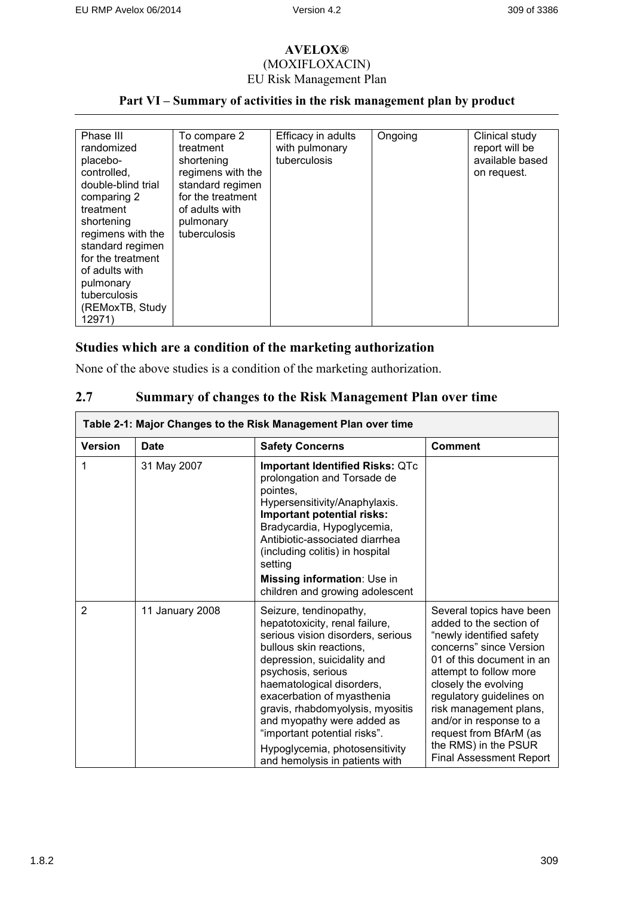# AVELOX®

(MOXIFLOXACIN)

EU Risk Management Plan

## Part VI – Summary of activities in the risk management plan by product

| Phase III randomized placebo-controlled, double-blind trial comparing 2 treatment shortening regimens with the standard regimen for the treatment of adults with pulmonary tuberculosis (REMoxTB, Study 12971) | To compare 2 treatment shortening regimens with the standard regimen for the treatment of adults with pulmonary tuberculosis | Efficacy in adults with pulmonary tuberculosis | Ongoing | Clinical study report will be available based on request. |
|---|---|---|---|---|

### Studies which are a condition of the marketing authorization

None of the above studies is a condition of the marketing authorization.

## 2.7 Summary of changes to the Risk Management Plan over time

**Table 2-1: Major Changes to the Risk Management Plan over time**

| Version | Date | Safety Concerns | Comment |
|---|---|---|---|
| 1 | 31 May 2007 | **Important Identified Risks:** QTc prolongation and Torsade de pointes, Hypersensitivity/Anaphylaxis. **Important potential risks:** Bradycardia, Hypoglycemia, Antibiotic-associated diarrhea (including colitis) in hospital setting<br>**Missing information**: Use in children and growing adolescent | |
| 2 | 11 January 2008 | Seizure, tendinopathy, hepatotoxicity, renal failure, serious vision disorders, serious bullous skin reactions, depression, suicidality and psychosis, serious haematological disorders, exacerbation of myasthenia gravis, rhabdomyolysis, myositis and myopathy were added as "important potential risks".<br>Hypoglycemia, photosensitivity and hemolysis in patients with | Several topics have been added to the section of "newly identified safety concerns" since Version 01 of this document in an attempt to follow more closely the evolving regulatory guidelines on risk management plans, and/or in response to a request from BfArM (as the RMS) in the PSUR Final Assessment Report |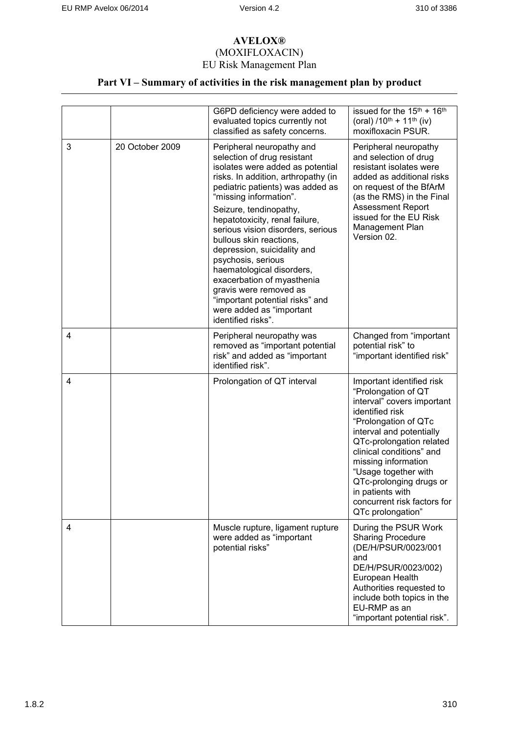# AVELOX®

(MOXIFLOXACIN)

EU Risk Management Plan

## Part VI – Summary of activities in the risk management plan by product

| | | | |
|---|---|---|---|
| | | G6PD deficiency were added to evaluated topics currently not classified as safety concerns. | issued for the $15^{th}$ + $16^{th}$ (oral) /$10^{th}$ + $11^{th}$ (iv) moxifloxacin PSUR. |
| 3 | 20 October 2009 | Peripheral neuropathy and selection of drug resistant isolates were added as potential risks. In addition, arthropathy (in pediatric patients) was added as “missing information”.<br><br>Seizure, tendinopathy, hepatotoxicity, renal failure, serious vision disorders, serious bullous skin reactions, depression, suicidality and psychosis, serious haematological disorders, exacerbation of myasthenia gravis were removed as “important potential risks” and were added as “important identified risks”. | Peripheral neuropathy and selection of drug resistant isolates were added as additional risks on request of the BfArM (as the RMS) in the Final Assessment Report issued for the EU Risk Management Plan Version 02. |
| 4 | | Peripheral neuropathy was removed as “important potential risk” and added as “important identified risk”. | Changed from “important potential risk” to “important identified risk” |
| 4 | | Prolongation of QT interval | Important identified risk “Prolongation of QT interval” covers important identified risk “Prolongation of QTc interval and potentially QTc-prolongation related clinical conditions” and missing information “Usage together with QTc-prolonging drugs or in patients with concurrent risk factors for QTc prolongation” |
| 4 | | Muscle rupture, ligament rupture were added as “important potential risks” | During the PSUR Work Sharing Procedure (DE/H/PSUR/0023/001 and DE/H/PSUR/0023/002) European Health Authorities requested to include both topics in the EU-RMP as an “important potential risk”. |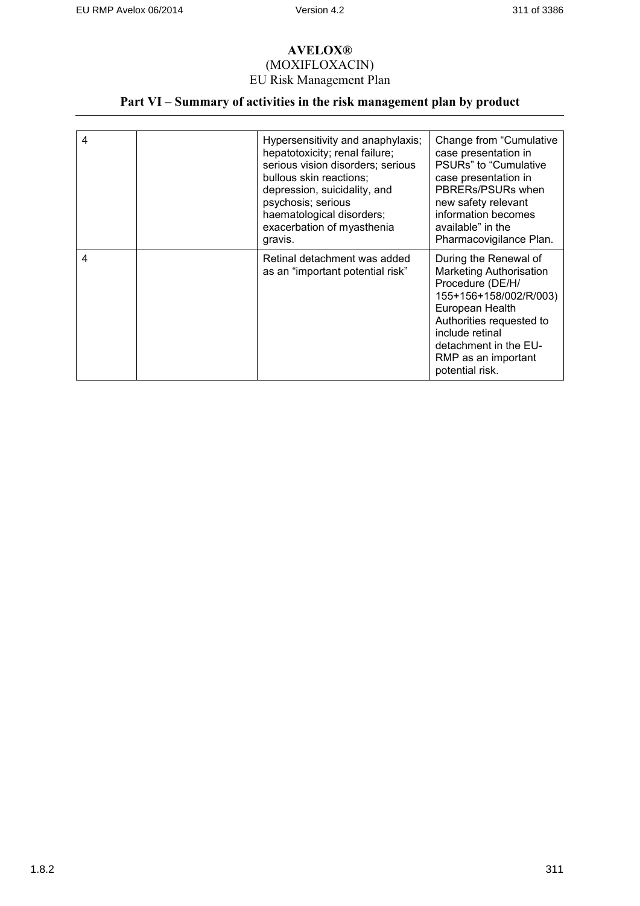# AVELOX®
(MOXIFLOXACIN)
EU Risk Management Plan

## Part VI – Summary of activities in the risk management plan by product

| | | | |
|---|---|---|---|
| 4 | | Hypersensitivity and anaphylaxis; hepatotoxicity; renal failure; serious vision disorders; serious bullous skin reactions; depression, suicidality, and psychosis; serious haematological disorders; exacerbation of myasthenia gravis. | Change from "Cumulative case presentation in PSURs" to "Cumulative case presentation in PBRERs/PSURs when new safety relevant information becomes available" in the Pharmacovigilance Plan. |
| 4 | | Retinal detachment was added as an "important potential risk" | During the Renewal of Marketing Authorisation Procedure (DE/H/ 155+156+158/002/R/003) European Health Authorities requested to include retinal detachment in the EU-RMP as an important potential risk. |